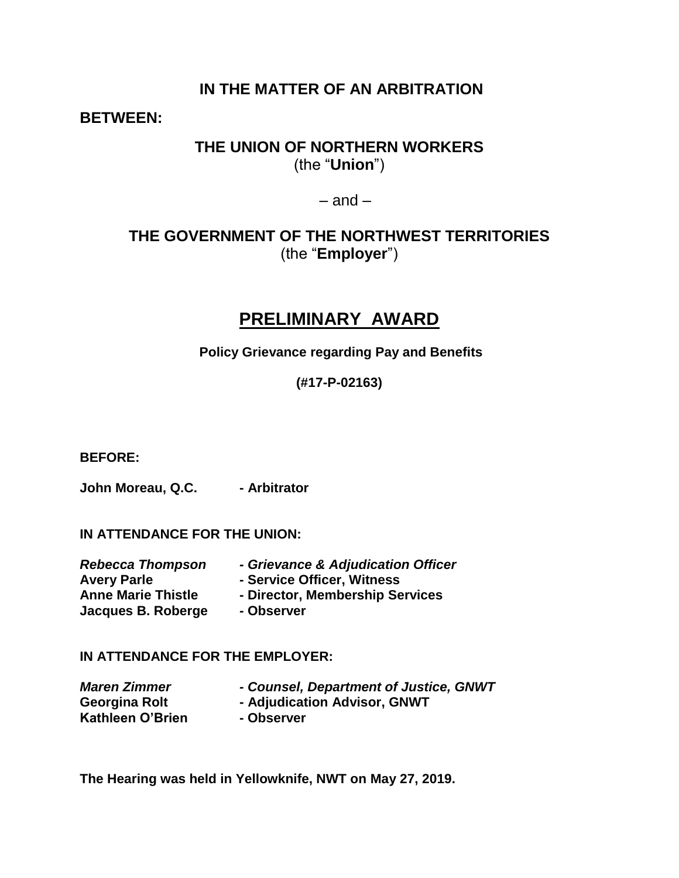**IN THE MATTER OF AN ARBITRATION**

**BETWEEN:**

**THE UNION OF NORTHERN WORKERS**
(the "**Union**")

– and –

**THE GOVERNMENT OF THE NORTHWEST TERRITORIES**
(the "**Employer**")

# PRELIMINARY AWARD

**Policy Grievance regarding Pay and Benefits**

**(#17-P-02163)**

**BEFORE:**

**John Moreau, Q.C. - Arbitrator**

**IN ATTENDANCE FOR THE UNION:**

***Rebecca Thompson*** ***- Grievance & Adjudication Officer***
**Avery Parle** **- Service Officer, Witness**
**Anne Marie Thistle** **- Director, Membership Services**
**Jacques B. Roberge** **- Observer**

**IN ATTENDANCE FOR THE EMPLOYER:**

***Maren Zimmer*** ***- Counsel, Department of Justice, GNWT***
**Georgina Rolt** **- Adjudication Advisor, GNWT**
**Kathleen O'Brien** **- Observer**

**The Hearing was held in Yellowknife, NWT on May 27, 2019.**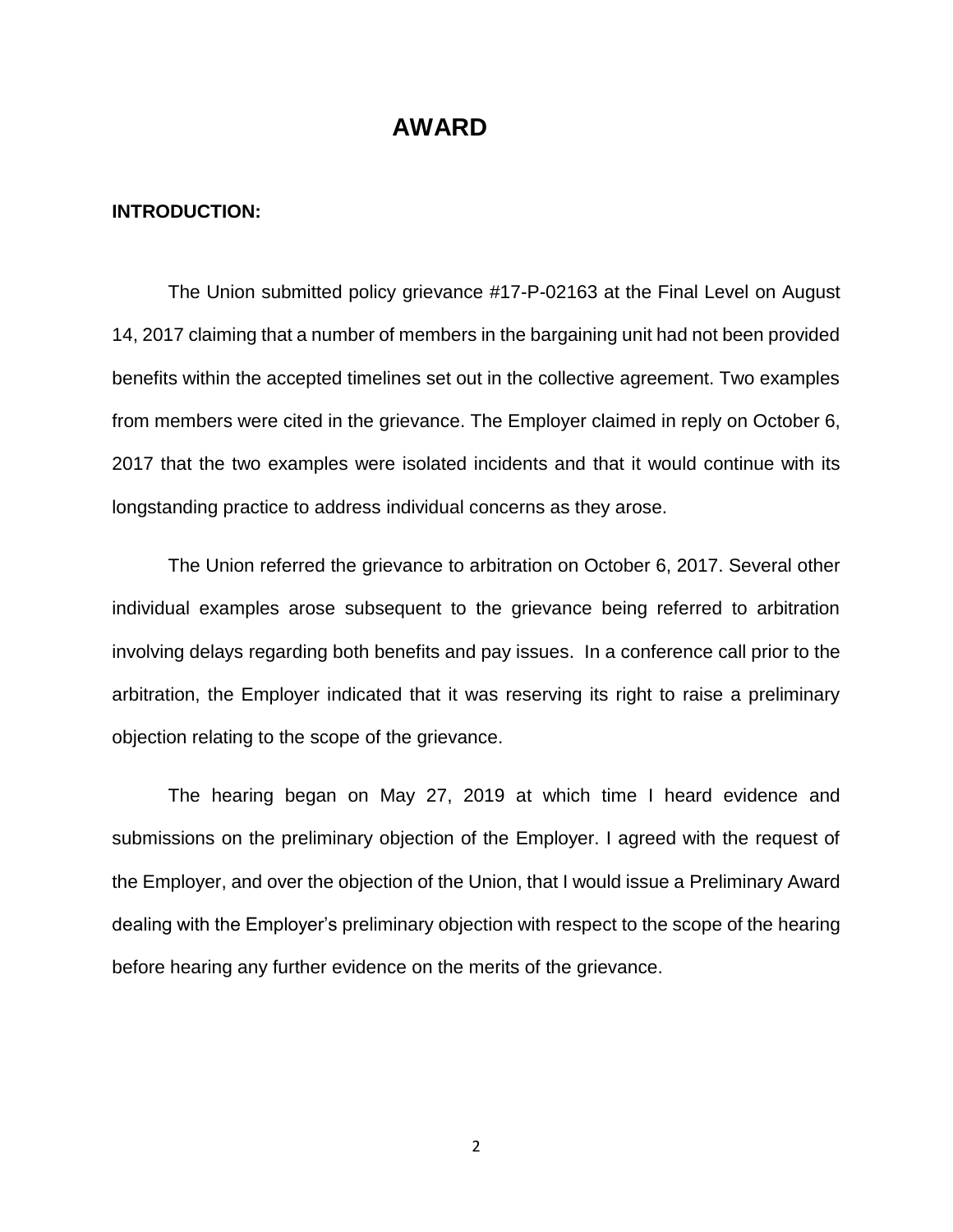# AWARD

**INTRODUCTION:**

The Union submitted policy grievance #17-P-02163 at the Final Level on August 14, 2017 claiming that a number of members in the bargaining unit had not been provided benefits within the accepted timelines set out in the collective agreement. Two examples from members were cited in the grievance. The Employer claimed in reply on October 6, 2017 that the two examples were isolated incidents and that it would continue with its longstanding practice to address individual concerns as they arose.

The Union referred the grievance to arbitration on October 6, 2017. Several other individual examples arose subsequent to the grievance being referred to arbitration involving delays regarding both benefits and pay issues. In a conference call prior to the arbitration, the Employer indicated that it was reserving its right to raise a preliminary objection relating to the scope of the grievance.

The hearing began on May 27, 2019 at which time I heard evidence and submissions on the preliminary objection of the Employer. I agreed with the request of the Employer, and over the objection of the Union, that I would issue a Preliminary Award dealing with the Employer's preliminary objection with respect to the scope of the hearing before hearing any further evidence on the merits of the grievance.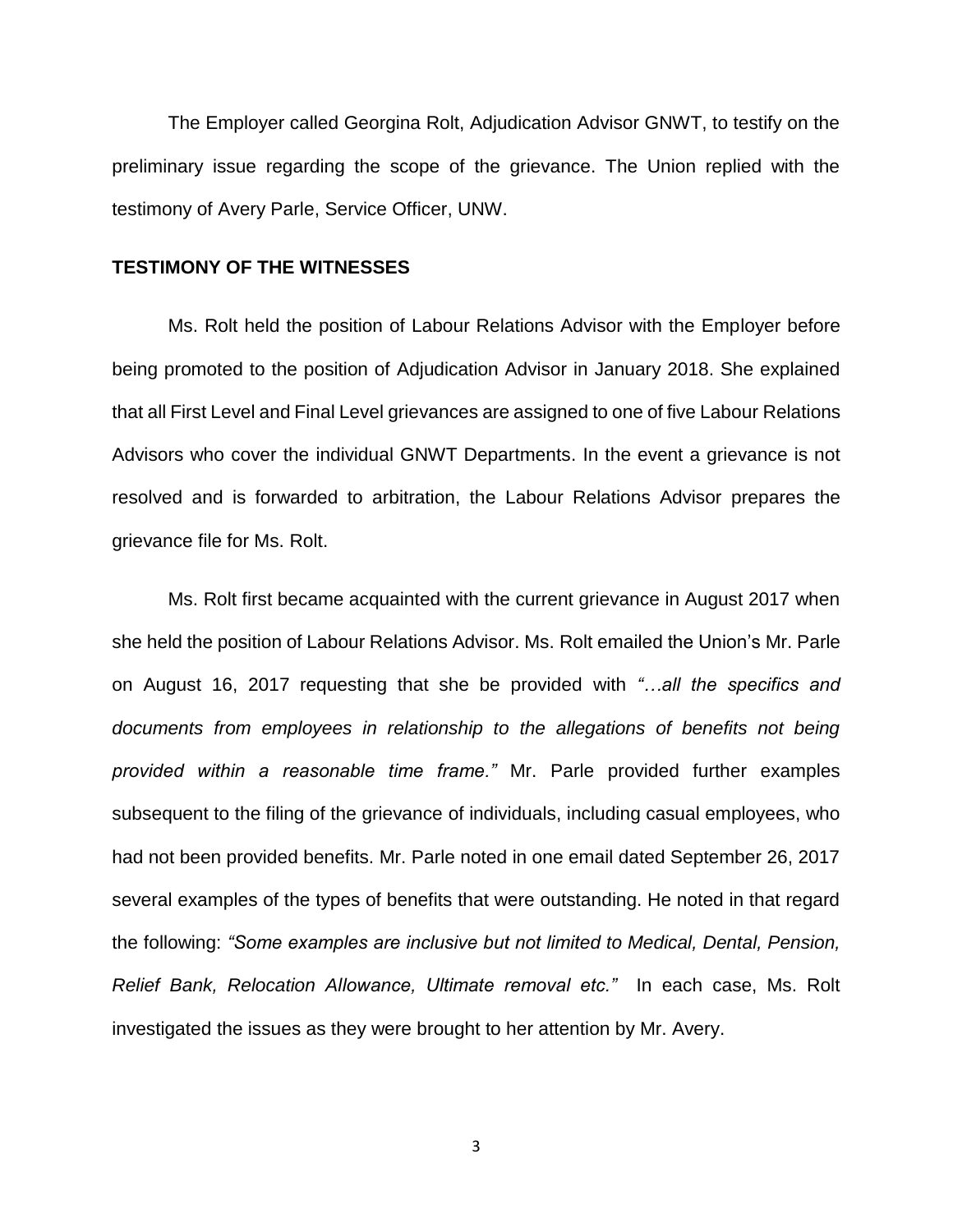The Employer called Georgina Rolt, Adjudication Advisor GNWT, to testify on the preliminary issue regarding the scope of the grievance. The Union replied with the testimony of Avery Parle, Service Officer, UNW.

## TESTIMONY OF THE WITNESSES

Ms. Rolt held the position of Labour Relations Advisor with the Employer before being promoted to the position of Adjudication Advisor in January 2018. She explained that all First Level and Final Level grievances are assigned to one of five Labour Relations Advisors who cover the individual GNWT Departments. In the event a grievance is not resolved and is forwarded to arbitration, the Labour Relations Advisor prepares the grievance file for Ms. Rolt.

Ms. Rolt first became acquainted with the current grievance in August 2017 when she held the position of Labour Relations Advisor. Ms. Rolt emailed the Union's Mr. Parle on August 16, 2017 requesting that she be provided with *"…all the specifics and documents from employees in relationship to the allegations of benefits not being provided within a reasonable time frame."* Mr. Parle provided further examples subsequent to the filing of the grievance of individuals, including casual employees, who had not been provided benefits. Mr. Parle noted in one email dated September 26, 2017 several examples of the types of benefits that were outstanding. He noted in that regard the following: *"Some examples are inclusive but not limited to Medical, Dental, Pension, Relief Bank, Relocation Allowance, Ultimate removal etc."* In each case, Ms. Rolt investigated the issues as they were brought to her attention by Mr. Avery.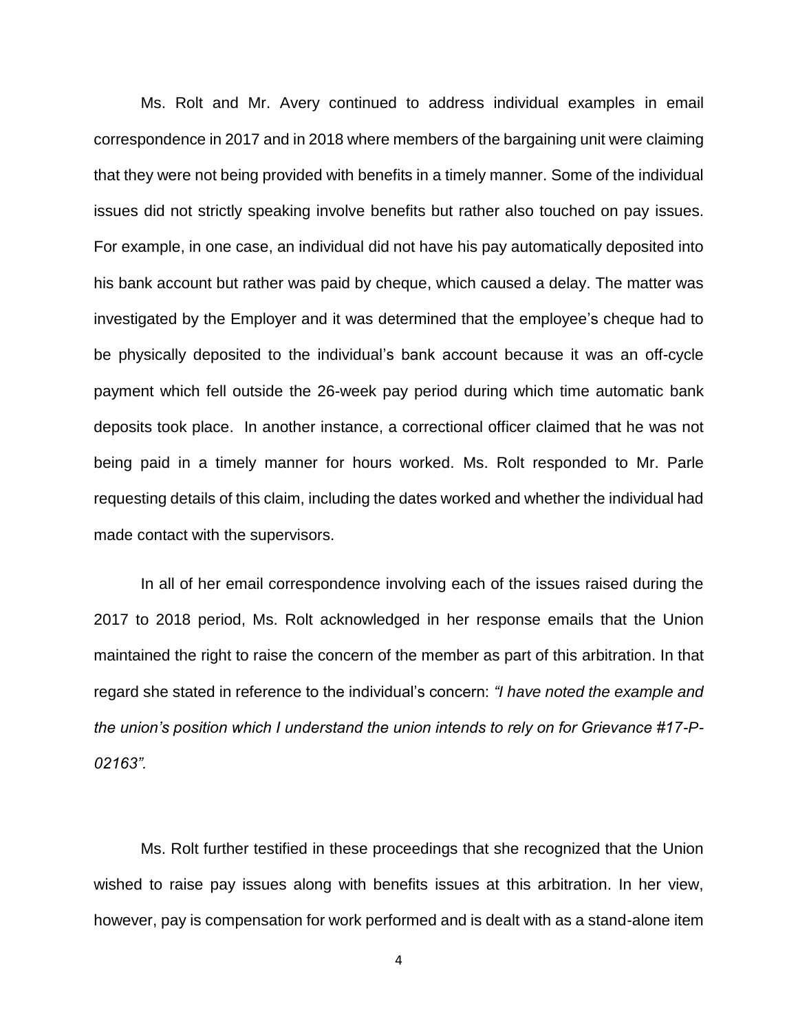Ms. Rolt and Mr. Avery continued to address individual examples in email correspondence in 2017 and in 2018 where members of the bargaining unit were claiming that they were not being provided with benefits in a timely manner. Some of the individual issues did not strictly speaking involve benefits but rather also touched on pay issues. For example, in one case, an individual did not have his pay automatically deposited into his bank account but rather was paid by cheque, which caused a delay. The matter was investigated by the Employer and it was determined that the employee's cheque had to be physically deposited to the individual's bank account because it was an off-cycle payment which fell outside the 26-week pay period during which time automatic bank deposits took place. In another instance, a correctional officer claimed that he was not being paid in a timely manner for hours worked. Ms. Rolt responded to Mr. Parle requesting details of this claim, including the dates worked and whether the individual had made contact with the supervisors.

In all of her email correspondence involving each of the issues raised during the 2017 to 2018 period, Ms. Rolt acknowledged in her response emails that the Union maintained the right to raise the concern of the member as part of this arbitration. In that regard she stated in reference to the individual's concern: *"I have noted the example and the union's position which I understand the union intends to rely on for Grievance #17-P-02163".*

Ms. Rolt further testified in these proceedings that she recognized that the Union wished to raise pay issues along with benefits issues at this arbitration. In her view, however, pay is compensation for work performed and is dealt with as a stand-alone item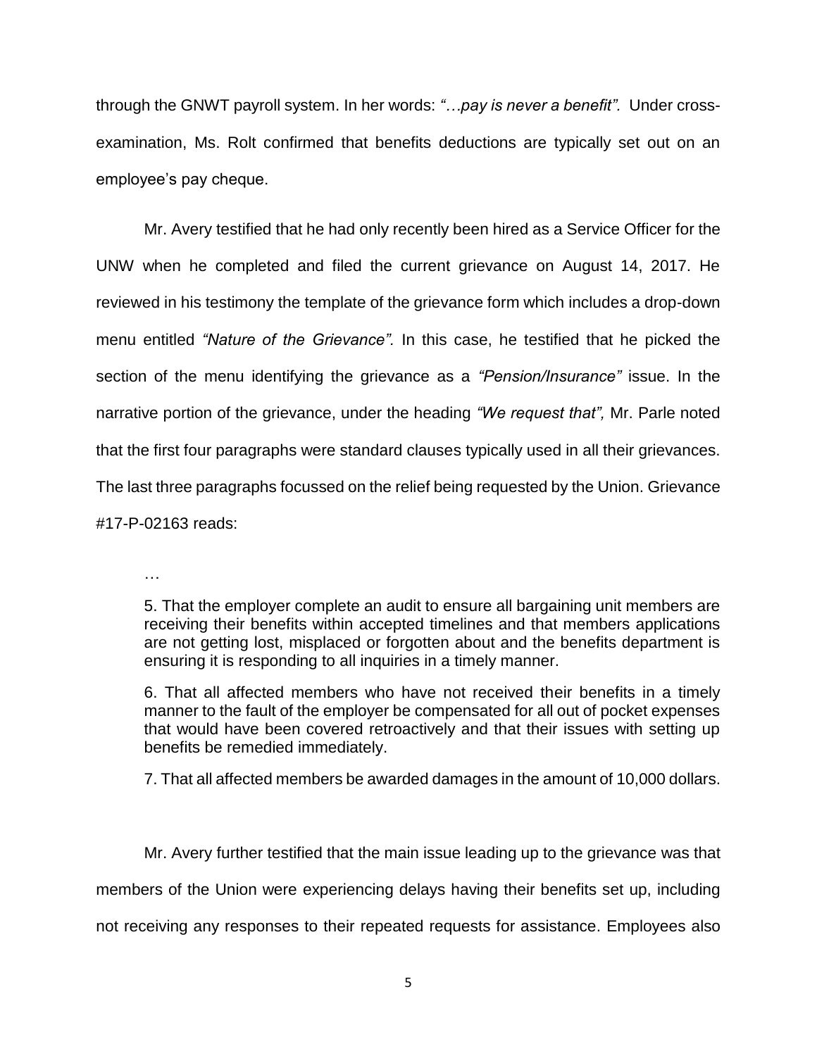through the GNWT payroll system. In her words: *"…pay is never a benefit".* Under cross-examination, Ms. Rolt confirmed that benefits deductions are typically set out on an employee's pay cheque.

Mr. Avery testified that he had only recently been hired as a Service Officer for the UNW when he completed and filed the current grievance on August 14, 2017. He reviewed in his testimony the template of the grievance form which includes a drop-down menu entitled *"Nature of the Grievance".* In this case, he testified that he picked the section of the menu identifying the grievance as a *"Pension/Insurance"* issue. In the narrative portion of the grievance, under the heading *"We request that",* Mr. Parle noted that the first four paragraphs were standard clauses typically used in all their grievances. The last three paragraphs focussed on the relief being requested by the Union. Grievance #17-P-02163 reads:

> …
>
> 5. That the employer complete an audit to ensure all bargaining unit members are receiving their benefits within accepted timelines and that members applications are not getting lost, misplaced or forgotten about and the benefits department is ensuring it is responding to all inquiries in a timely manner.
>
> 6. That all affected members who have not received their benefits in a timely manner to the fault of the employer be compensated for all out of pocket expenses that would have been covered retroactively and that their issues with setting up benefits be remedied immediately.
>
> 7. That all affected members be awarded damages in the amount of 10,000 dollars.

Mr. Avery further testified that the main issue leading up to the grievance was that members of the Union were experiencing delays having their benefits set up, including not receiving any responses to their repeated requests for assistance. Employees also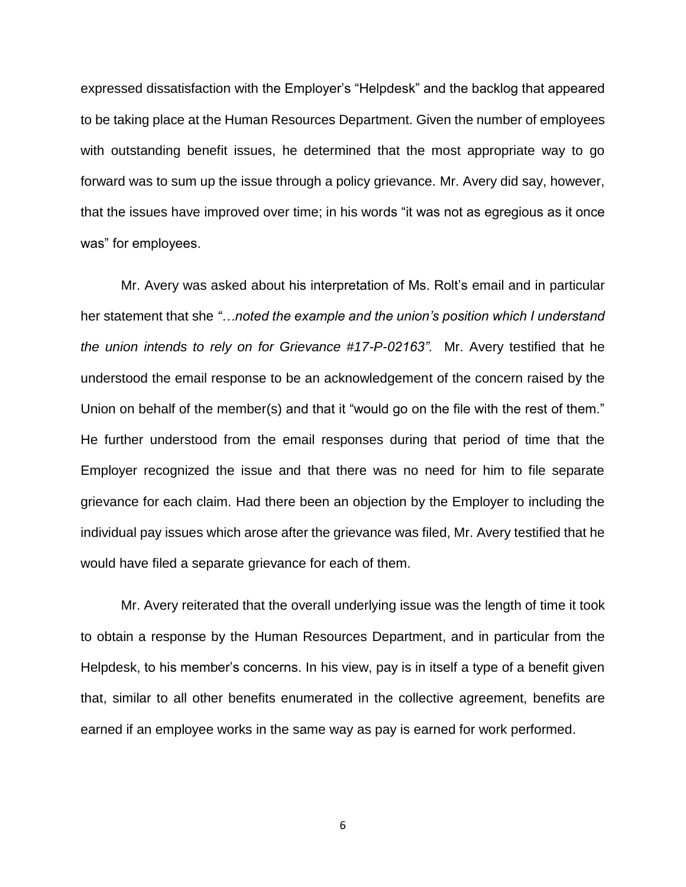expressed dissatisfaction with the Employer's "Helpdesk" and the backlog that appeared to be taking place at the Human Resources Department. Given the number of employees with outstanding benefit issues, he determined that the most appropriate way to go forward was to sum up the issue through a policy grievance. Mr. Avery did say, however, that the issues have improved over time; in his words "it was not as egregious as it once was" for employees.

Mr. Avery was asked about his interpretation of Ms. Rolt's email and in particular her statement that she *"…noted the example and the union's position which I understand the union intends to rely on for Grievance #17-P-02163".* Mr. Avery testified that he understood the email response to be an acknowledgement of the concern raised by the Union on behalf of the member(s) and that it "would go on the file with the rest of them." He further understood from the email responses during that period of time that the Employer recognized the issue and that there was no need for him to file separate grievance for each claim. Had there been an objection by the Employer to including the individual pay issues which arose after the grievance was filed, Mr. Avery testified that he would have filed a separate grievance for each of them.

Mr. Avery reiterated that the overall underlying issue was the length of time it took to obtain a response by the Human Resources Department, and in particular from the Helpdesk, to his member's concerns. In his view, pay is in itself a type of a benefit given that, similar to all other benefits enumerated in the collective agreement, benefits are earned if an employee works in the same way as pay is earned for work performed.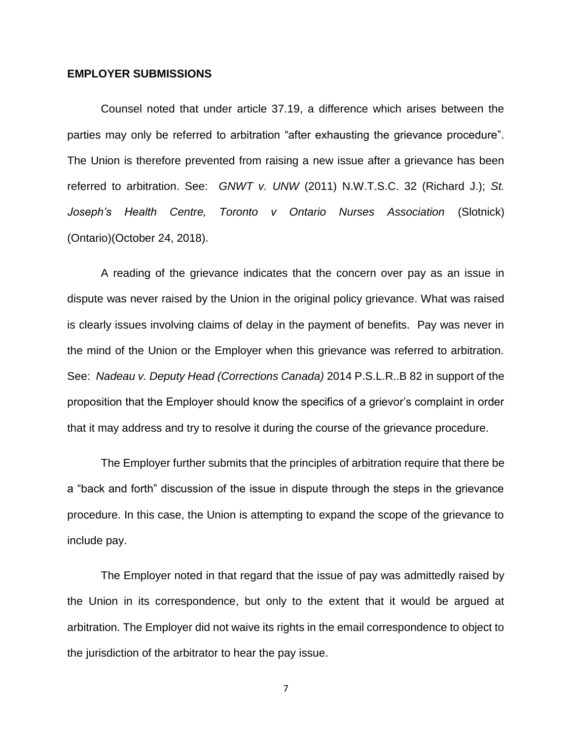**EMPLOYER SUBMISSIONS**

Counsel noted that under article 37.19, a difference which arises between the parties may only be referred to arbitration "after exhausting the grievance procedure". The Union is therefore prevented from raising a new issue after a grievance has been referred to arbitration. See: *GNWT v. UNW* (2011) N.W.T.S.C. 32 (Richard J.); *St. Joseph's Health Centre, Toronto v Ontario Nurses Association* (Slotnick) (Ontario)(October 24, 2018).

A reading of the grievance indicates that the concern over pay as an issue in dispute was never raised by the Union in the original policy grievance. What was raised is clearly issues involving claims of delay in the payment of benefits. Pay was never in the mind of the Union or the Employer when this grievance was referred to arbitration. See: *Nadeau v. Deputy Head (Corrections Canada)* 2014 P.S.L.R..B 82 in support of the proposition that the Employer should know the specifics of a grievor's complaint in order that it may address and try to resolve it during the course of the grievance procedure.

The Employer further submits that the principles of arbitration require that there be a "back and forth" discussion of the issue in dispute through the steps in the grievance procedure. In this case, the Union is attempting to expand the scope of the grievance to include pay.

The Employer noted in that regard that the issue of pay was admittedly raised by the Union in its correspondence, but only to the extent that it would be argued at arbitration. The Employer did not waive its rights in the email correspondence to object to the jurisdiction of the arbitrator to hear the pay issue.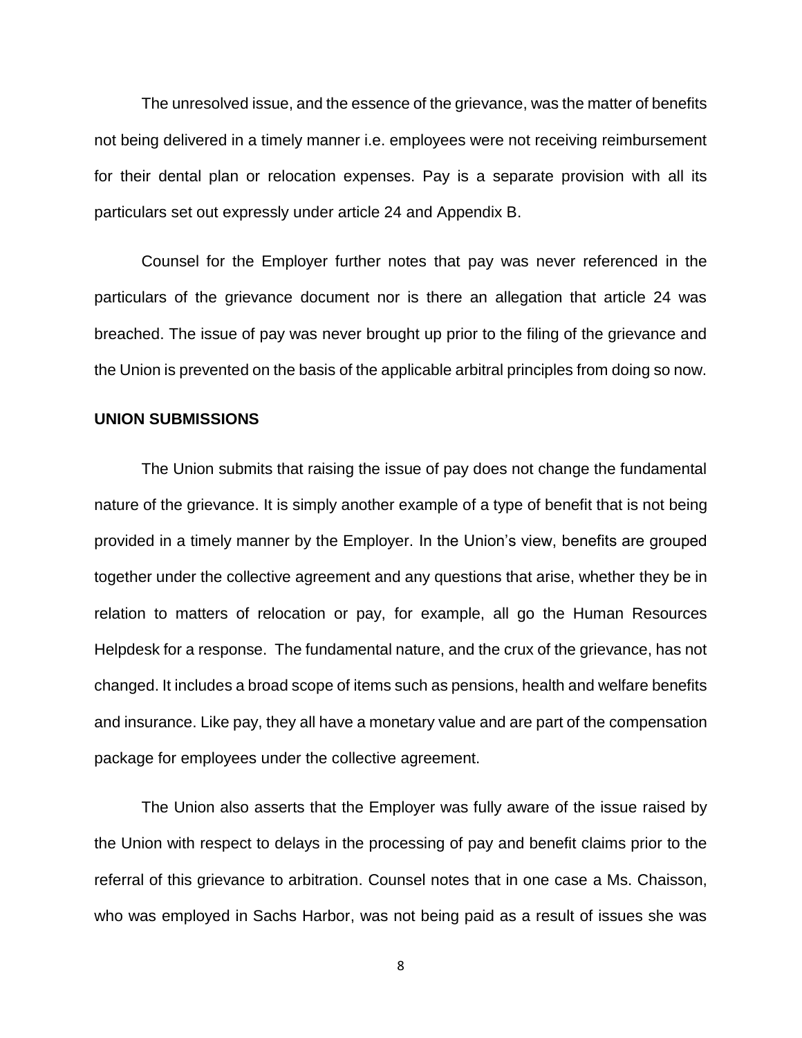The unresolved issue, and the essence of the grievance, was the matter of benefits not being delivered in a timely manner i.e. employees were not receiving reimbursement for their dental plan or relocation expenses. Pay is a separate provision with all its particulars set out expressly under article 24 and Appendix B.

Counsel for the Employer further notes that pay was never referenced in the particulars of the grievance document nor is there an allegation that article 24 was breached. The issue of pay was never brought up prior to the filing of the grievance and the Union is prevented on the basis of the applicable arbitral principles from doing so now.

**UNION SUBMISSIONS**

The Union submits that raising the issue of pay does not change the fundamental nature of the grievance. It is simply another example of a type of benefit that is not being provided in a timely manner by the Employer. In the Union's view, benefits are grouped together under the collective agreement and any questions that arise, whether they be in relation to matters of relocation or pay, for example, all go the Human Resources Helpdesk for a response. The fundamental nature, and the crux of the grievance, has not changed. It includes a broad scope of items such as pensions, health and welfare benefits and insurance. Like pay, they all have a monetary value and are part of the compensation package for employees under the collective agreement.

The Union also asserts that the Employer was fully aware of the issue raised by the Union with respect to delays in the processing of pay and benefit claims prior to the referral of this grievance to arbitration. Counsel notes that in one case a Ms. Chaisson, who was employed in Sachs Harbor, was not being paid as a result of issues she was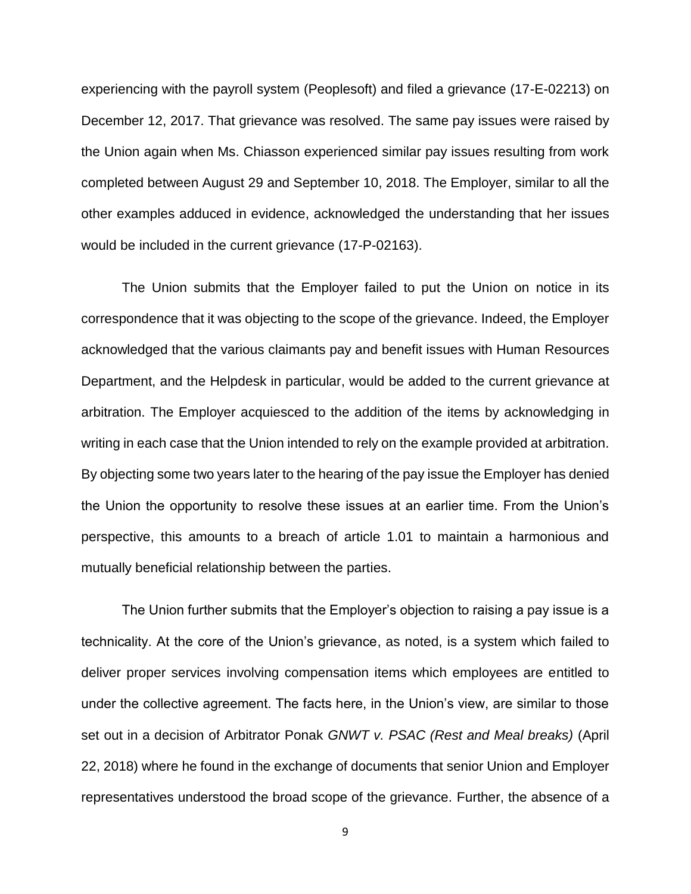experiencing with the payroll system (Peoplesoft) and filed a grievance (17-E-02213) on December 12, 2017. That grievance was resolved. The same pay issues were raised by the Union again when Ms. Chiasson experienced similar pay issues resulting from work completed between August 29 and September 10, 2018. The Employer, similar to all the other examples adduced in evidence, acknowledged the understanding that her issues would be included in the current grievance (17-P-02163).

The Union submits that the Employer failed to put the Union on notice in its correspondence that it was objecting to the scope of the grievance. Indeed, the Employer acknowledged that the various claimants pay and benefit issues with Human Resources Department, and the Helpdesk in particular, would be added to the current grievance at arbitration. The Employer acquiesced to the addition of the items by acknowledging in writing in each case that the Union intended to rely on the example provided at arbitration. By objecting some two years later to the hearing of the pay issue the Employer has denied the Union the opportunity to resolve these issues at an earlier time. From the Union's perspective, this amounts to a breach of article 1.01 to maintain a harmonious and mutually beneficial relationship between the parties.

The Union further submits that the Employer's objection to raising a pay issue is a technicality. At the core of the Union's grievance, as noted, is a system which failed to deliver proper services involving compensation items which employees are entitled to under the collective agreement. The facts here, in the Union's view, are similar to those set out in a decision of Arbitrator Ponak *GNWT v. PSAC (Rest and Meal breaks)* (April 22, 2018) where he found in the exchange of documents that senior Union and Employer representatives understood the broad scope of the grievance. Further, the absence of a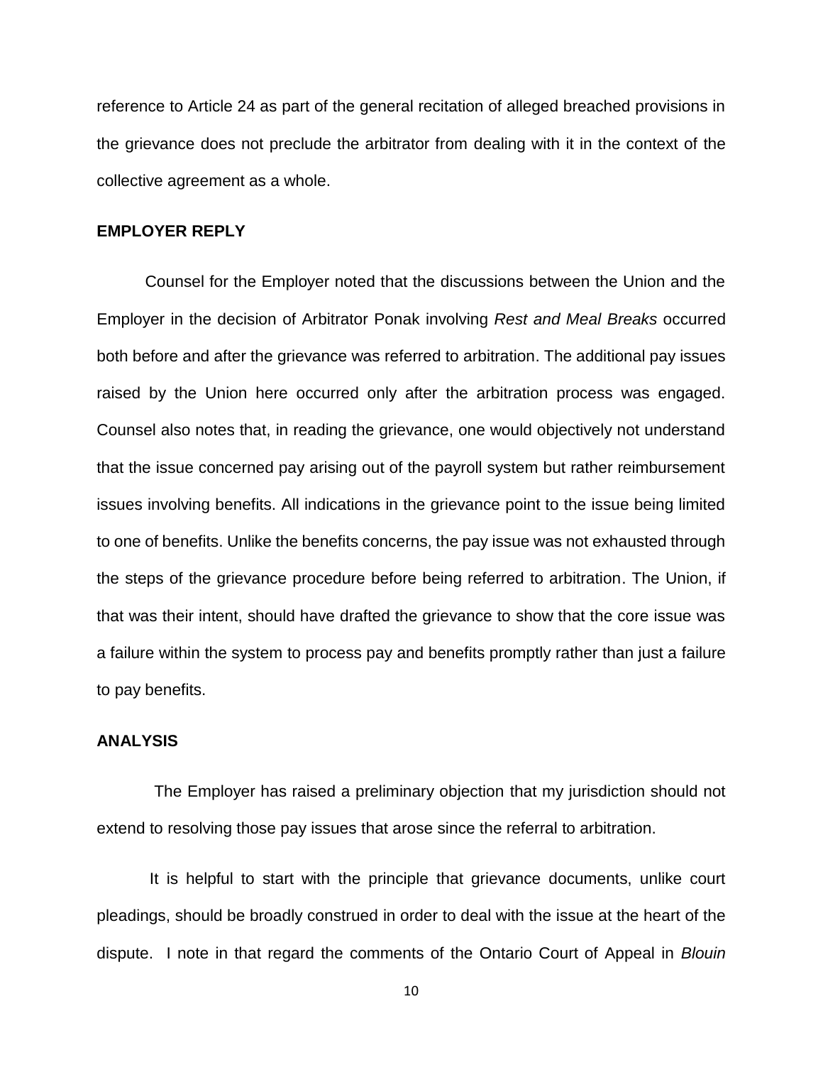reference to Article 24 as part of the general recitation of alleged breached provisions in the grievance does not preclude the arbitrator from dealing with it in the context of the collective agreement as a whole.

## EMPLOYER REPLY

Counsel for the Employer noted that the discussions between the Union and the Employer in the decision of Arbitrator Ponak involving *Rest and Meal Breaks* occurred both before and after the grievance was referred to arbitration. The additional pay issues raised by the Union here occurred only after the arbitration process was engaged. Counsel also notes that, in reading the grievance, one would objectively not understand that the issue concerned pay arising out of the payroll system but rather reimbursement issues involving benefits. All indications in the grievance point to the issue being limited to one of benefits. Unlike the benefits concerns, the pay issue was not exhausted through the steps of the grievance procedure before being referred to arbitration. The Union, if that was their intent, should have drafted the grievance to show that the core issue was a failure within the system to process pay and benefits promptly rather than just a failure to pay benefits.

## ANALYSIS

The Employer has raised a preliminary objection that my jurisdiction should not extend to resolving those pay issues that arose since the referral to arbitration.

It is helpful to start with the principle that grievance documents, unlike court pleadings, should be broadly construed in order to deal with the issue at the heart of the dispute. I note in that regard the comments of the Ontario Court of Appeal in *Blouin*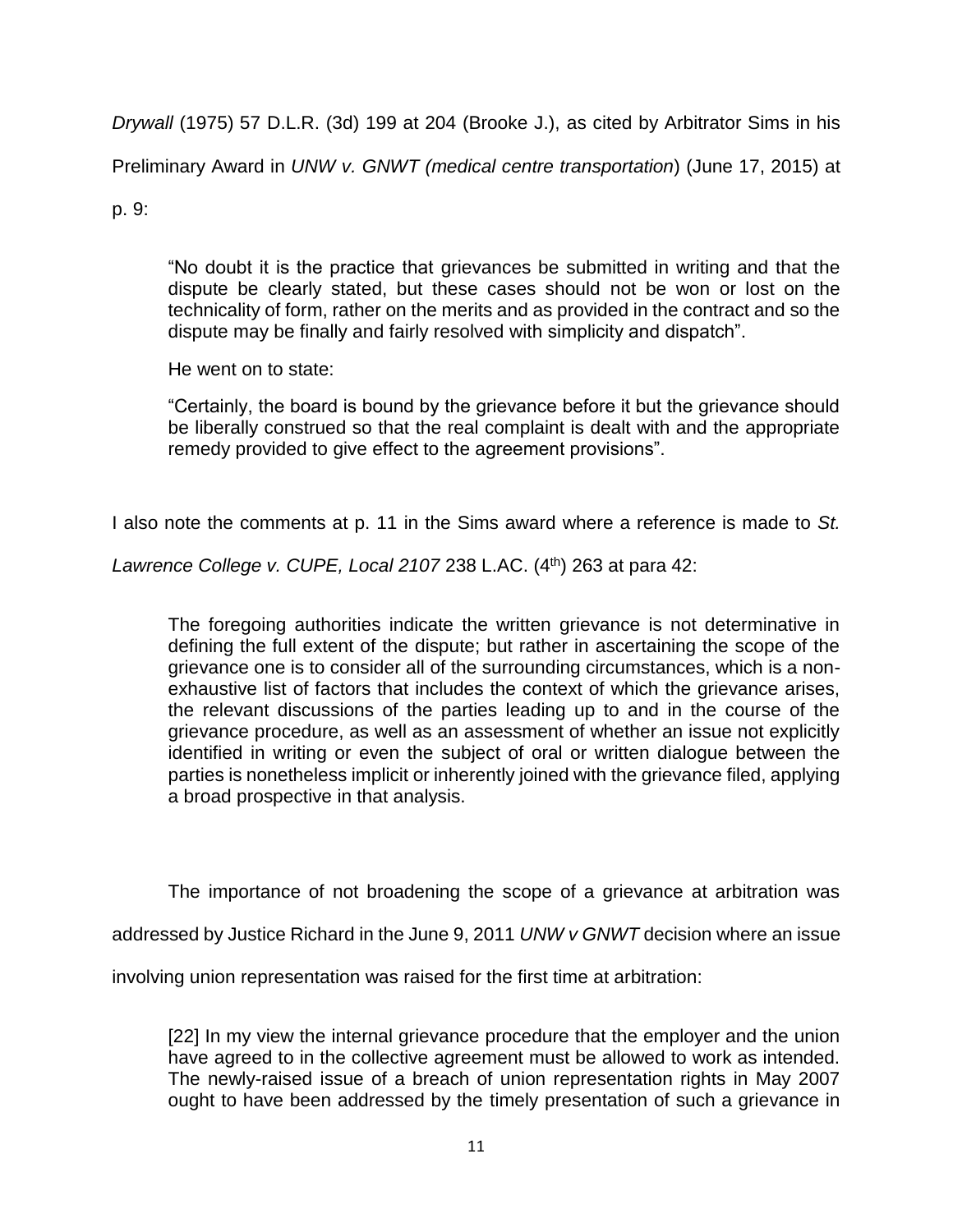*Drywall* (1975) 57 D.L.R. (3d) 199 at 204 (Brooke J.), as cited by Arbitrator Sims in his Preliminary Award in *UNW v. GNWT (medical centre transportation*) (June 17, 2015) at p. 9:

> "No doubt it is the practice that grievances be submitted in writing and that the dispute be clearly stated, but these cases should not be won or lost on the technicality of form, rather on the merits and as provided in the contract and so the dispute may be finally and fairly resolved with simplicity and dispatch".
>
> He went on to state:
>
> "Certainly, the board is bound by the grievance before it but the grievance should be liberally construed so that the real complaint is dealt with and the appropriate remedy provided to give effect to the agreement provisions".

I also note the comments at p. 11 in the Sims award where a reference is made to *St. Lawrence College v. CUPE, Local 2107* 238 L.AC. (4th) 263 at para 42:

> The foregoing authorities indicate the written grievance is not determinative in defining the full extent of the dispute; but rather in ascertaining the scope of the grievance one is to consider all of the surrounding circumstances, which is a non-exhaustive list of factors that includes the context of which the grievance arises, the relevant discussions of the parties leading up to and in the course of the grievance procedure, as well as an assessment of whether an issue not explicitly identified in writing or even the subject of oral or written dialogue between the parties is nonetheless implicit or inherently joined with the grievance filed, applying a broad prospective in that analysis.

The importance of not broadening the scope of a grievance at arbitration was addressed by Justice Richard in the June 9, 2011 *UNW v GNWT* decision where an issue involving union representation was raised for the first time at arbitration:

> [22] In my view the internal grievance procedure that the employer and the union have agreed to in the collective agreement must be allowed to work as intended. The newly-raised issue of a breach of union representation rights in May 2007 ought to have been addressed by the timely presentation of such a grievance in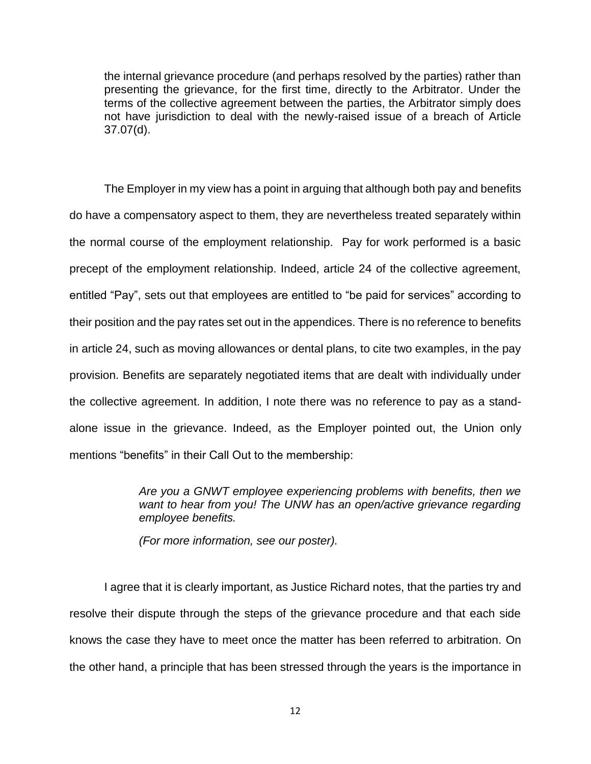> the internal grievance procedure (and perhaps resolved by the parties) rather than presenting the grievance, for the first time, directly to the Arbitrator. Under the terms of the collective agreement between the parties, the Arbitrator simply does not have jurisdiction to deal with the newly-raised issue of a breach of Article 37.07(d).

The Employer in my view has a point in arguing that although both pay and benefits do have a compensatory aspect to them, they are nevertheless treated separately within the normal course of the employment relationship. Pay for work performed is a basic precept of the employment relationship. Indeed, article 24 of the collective agreement, entitled "Pay", sets out that employees are entitled to "be paid for services" according to their position and the pay rates set out in the appendices. There is no reference to benefits in article 24, such as moving allowances or dental plans, to cite two examples, in the pay provision. Benefits are separately negotiated items that are dealt with individually under the collective agreement. In addition, I note there was no reference to pay as a stand-alone issue in the grievance. Indeed, as the Employer pointed out, the Union only mentions "benefits" in their Call Out to the membership:

> *Are you a GNWT employee experiencing problems with benefits, then we want to hear from you! The UNW has an open/active grievance regarding employee benefits.*
>
> *(For more information, see our poster).*

I agree that it is clearly important, as Justice Richard notes, that the parties try and resolve their dispute through the steps of the grievance procedure and that each side knows the case they have to meet once the matter has been referred to arbitration. On the other hand, a principle that has been stressed through the years is the importance in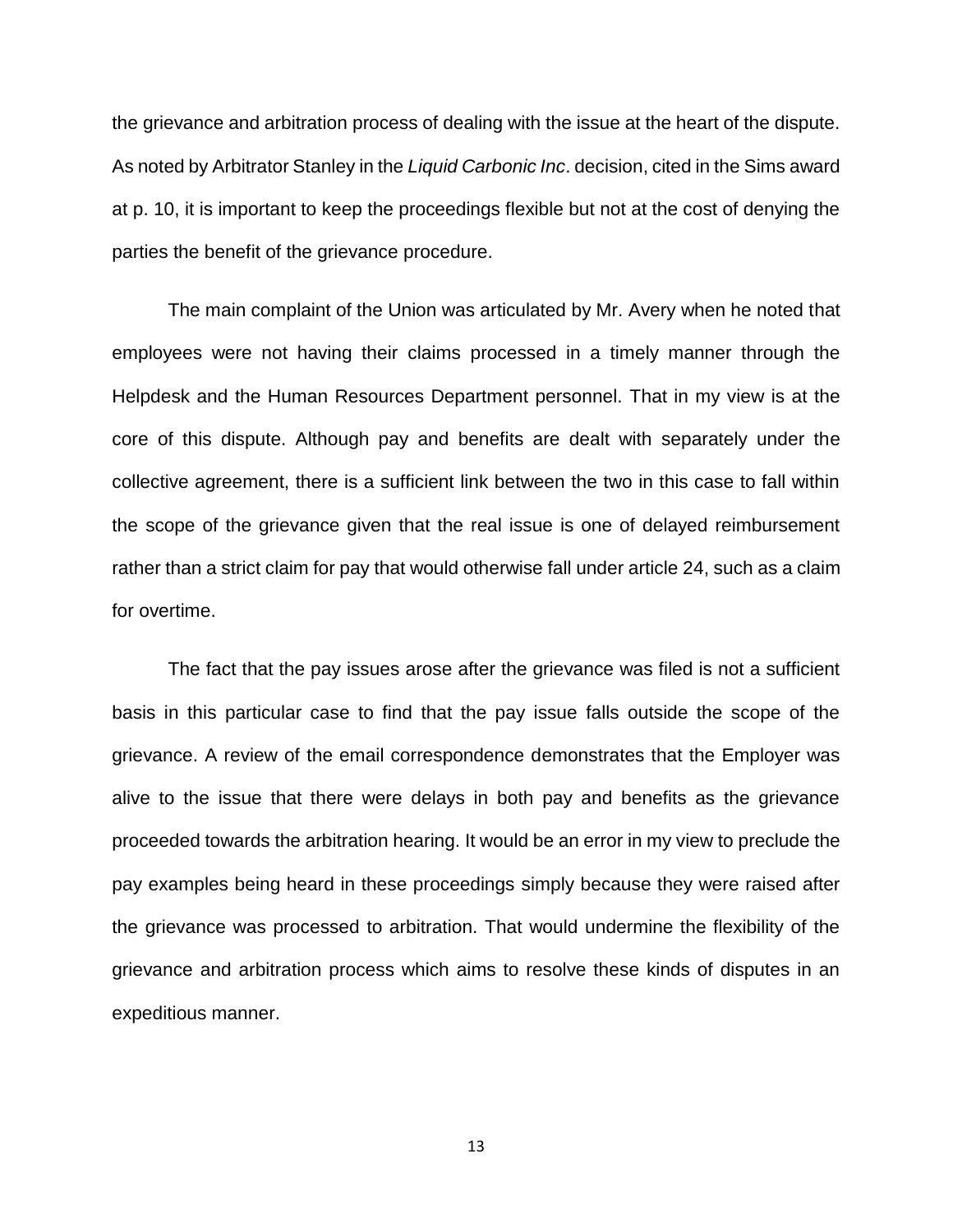the grievance and arbitration process of dealing with the issue at the heart of the dispute. As noted by Arbitrator Stanley in the *Liquid Carbonic Inc*. decision, cited in the Sims award at p. 10, it is important to keep the proceedings flexible but not at the cost of denying the parties the benefit of the grievance procedure.

The main complaint of the Union was articulated by Mr. Avery when he noted that employees were not having their claims processed in a timely manner through the Helpdesk and the Human Resources Department personnel. That in my view is at the core of this dispute. Although pay and benefits are dealt with separately under the collective agreement, there is a sufficient link between the two in this case to fall within the scope of the grievance given that the real issue is one of delayed reimbursement rather than a strict claim for pay that would otherwise fall under article 24, such as a claim for overtime.

The fact that the pay issues arose after the grievance was filed is not a sufficient basis in this particular case to find that the pay issue falls outside the scope of the grievance. A review of the email correspondence demonstrates that the Employer was alive to the issue that there were delays in both pay and benefits as the grievance proceeded towards the arbitration hearing. It would be an error in my view to preclude the pay examples being heard in these proceedings simply because they were raised after the grievance was processed to arbitration. That would undermine the flexibility of the grievance and arbitration process which aims to resolve these kinds of disputes in an expeditious manner.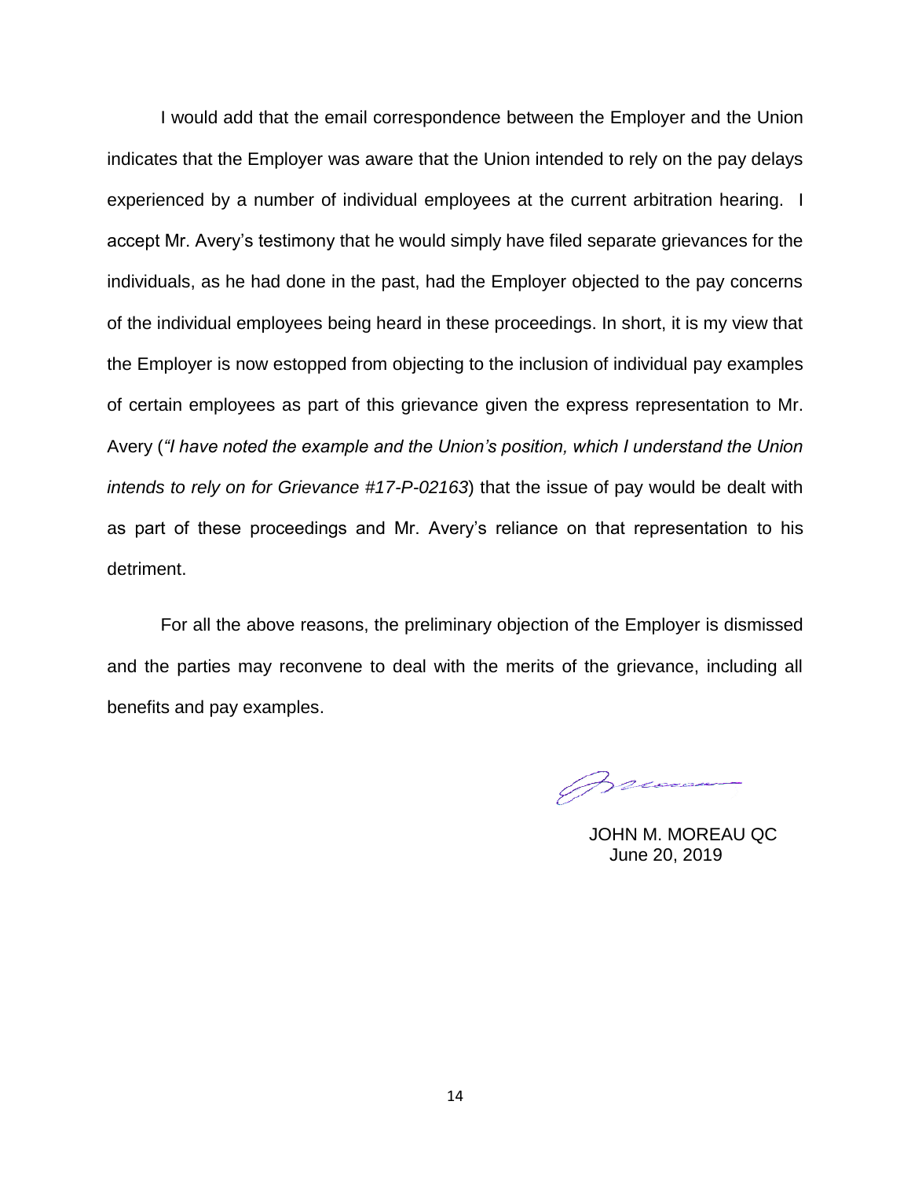I would add that the email correspondence between the Employer and the Union indicates that the Employer was aware that the Union intended to rely on the pay delays experienced by a number of individual employees at the current arbitration hearing. I accept Mr. Avery's testimony that he would simply have filed separate grievances for the individuals, as he had done in the past, had the Employer objected to the pay concerns of the individual employees being heard in these proceedings. In short, it is my view that the Employer is now estopped from objecting to the inclusion of individual pay examples of certain employees as part of this grievance given the express representation to Mr. Avery (*"I have noted the example and the Union's position, which I understand the Union intends to rely on for Grievance #17-P-02163*) that the issue of pay would be dealt with as part of these proceedings and Mr. Avery's reliance on that representation to his detriment.

For all the above reasons, the preliminary objection of the Employer is dismissed and the parties may reconvene to deal with the merits of the grievance, including all benefits and pay examples.

JOHN M. MOREAU QC
June 20, 2019